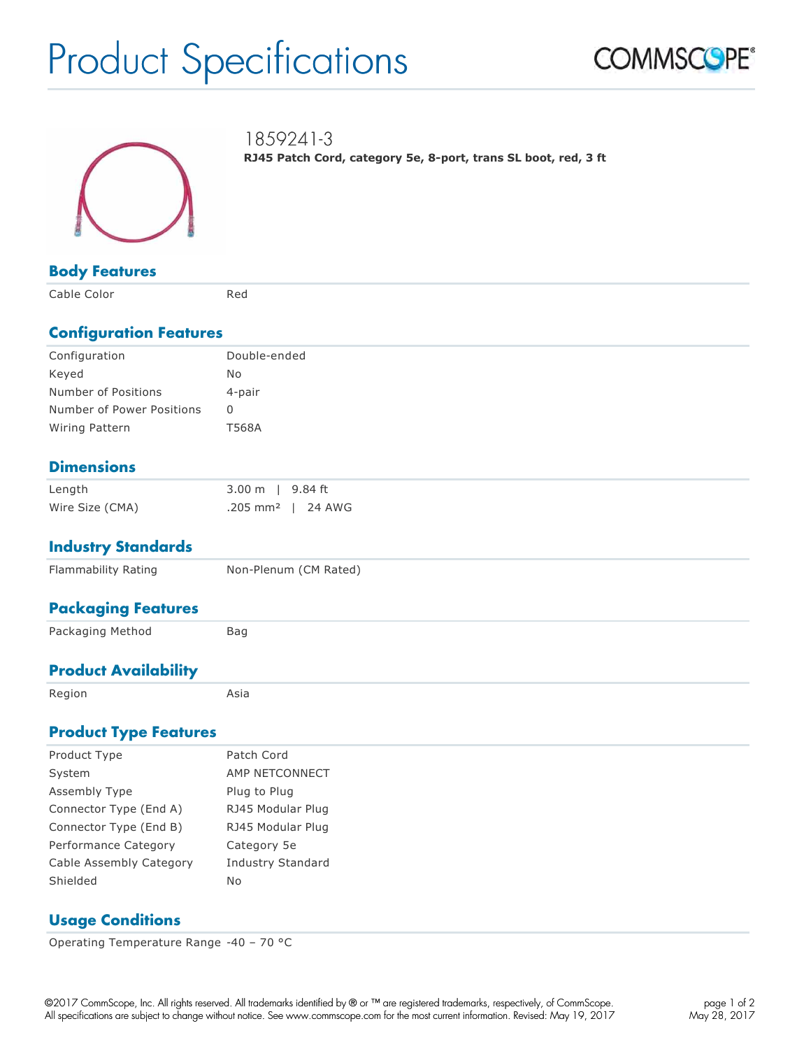# Product Specifications

## 1859241-3

**RJ45 Patch Cord, category 5e, 8-port, trans SL boot, red, 3 ft**

## Body Features

| | |
|---|---|
| Cable Color | Red |

## Configuration Features

| | |
|---|---|
| Configuration | Double-ended |
| Keyed | No |
| Number of Positions | 4-pair |
| Number of Power Positions | 0 |
| Wiring Pattern | T568A |

## Dimensions

| | |
|---|---|
| Length | 3.00 m \| 9.84 ft |
| Wire Size (CMA) | .205 mm² \| 24 AWG |

## Industry Standards

| | |
|---|---|
| Flammability Rating | Non-Plenum (CM Rated) |

## Packaging Features

| | |
|---|---|
| Packaging Method | Bag |

## Product Availability

| | |
|---|---|
| Region | Asia |

## Product Type Features

| | |
|---|---|
| Product Type | Patch Cord |
| System | AMP NETCONNECT |
| Assembly Type | Plug to Plug |
| Connector Type (End A) | RJ45 Modular Plug |
| Connector Type (End B) | RJ45 Modular Plug |
| Performance Category | Category 5e |
| Cable Assembly Category | Industry Standard |
| Shielded | No |

## Usage Conditions

| | |
|---|---|
| Operating Temperature Range | -40 – 70 °C |

©2017 CommScope, Inc. All rights reserved. All trademarks identified by ® or ™ are registered trademarks, respectively, of CommScope. All specifications are subject to change without notice. See www.commscope.com for the most current information. Revised: May 19, 2017

May 28, 2017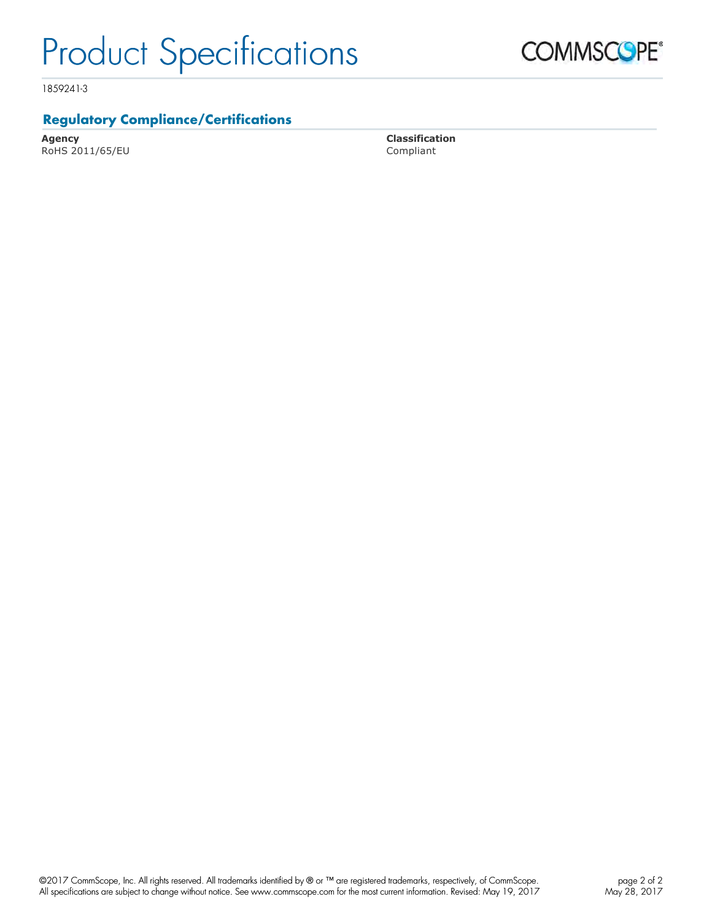# Product Specifications

1859241-3

## Regulatory Compliance/Certifications

| Agency | Classification |
|---|---|
| RoHS 2011/65/EU | Compliant |